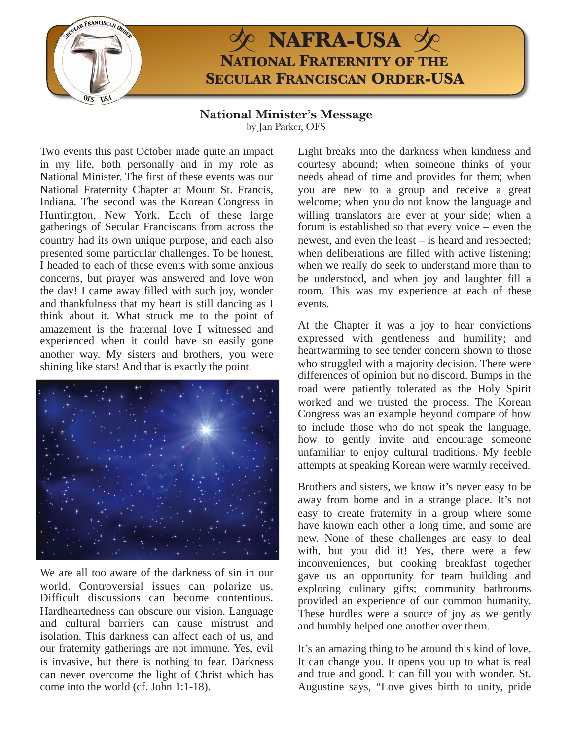# NAFRA-USA

## National Fraternity of the Secular Franciscan Order-USA

### National Minister's Message

by Jan Parker, OFS

Two events this past October made quite an impact in my life, both personally and in my role as National Minister. The first of these events was our National Fraternity Chapter at Mount St. Francis, Indiana. The second was the Korean Congress in Huntington, New York. Each of these large gatherings of Secular Franciscans from across the country had its own unique purpose, and each also presented some particular challenges. To be honest, I headed to each of these events with some anxious concerns, but prayer was answered and love won the day! I came away filled with such joy, wonder and thankfulness that my heart is still dancing as I think about it. What struck me to the point of amazement is the fraternal love I witnessed and experienced when it could have so easily gone another way. My sisters and brothers, you were shining like stars! And that is exactly the point.

We are all too aware of the darkness of sin in our world. Controversial issues can polarize us. Difficult discussions can become contentious. Hardheartedness can obscure our vision. Language and cultural barriers can cause mistrust and isolation. This darkness can affect each of us, and our fraternity gatherings are not immune. Yes, evil is invasive, but there is nothing to fear. Darkness can never overcome the light of Christ which has come into the world (cf. John 1:1-18).

Light breaks into the darkness when kindness and courtesy abound; when someone thinks of your needs ahead of time and provides for them; when you are new to a group and receive a great welcome; when you do not know the language and willing translators are ever at your side; when a forum is established so that every voice – even the newest, and even the least – is heard and respected; when deliberations are filled with active listening; when we really do seek to understand more than to be understood, and when joy and laughter fill a room. This was my experience at each of these events.

At the Chapter it was a joy to hear convictions expressed with gentleness and humility; and heartwarming to see tender concern shown to those who struggled with a majority decision. There were differences of opinion but no discord. Bumps in the road were patiently tolerated as the Holy Spirit worked and we trusted the process. The Korean Congress was an example beyond compare of how to include those who do not speak the language, how to gently invite and encourage someone unfamiliar to enjoy cultural traditions. My feeble attempts at speaking Korean were warmly received.

Brothers and sisters, we know it's never easy to be away from home and in a strange place. It's not easy to create fraternity in a group where some have known each other a long time, and some are new. None of these challenges are easy to deal with, but you did it! Yes, there were a few inconveniences, but cooking breakfast together gave us an opportunity for team building and exploring culinary gifts; community bathrooms provided an experience of our common humanity. These hurdles were a source of joy as we gently and humbly helped one another over them.

It's an amazing thing to be around this kind of love. It can change you. It opens you up to what is real and true and good. It can fill you with wonder. St. Augustine says, "Love gives birth to unity, pride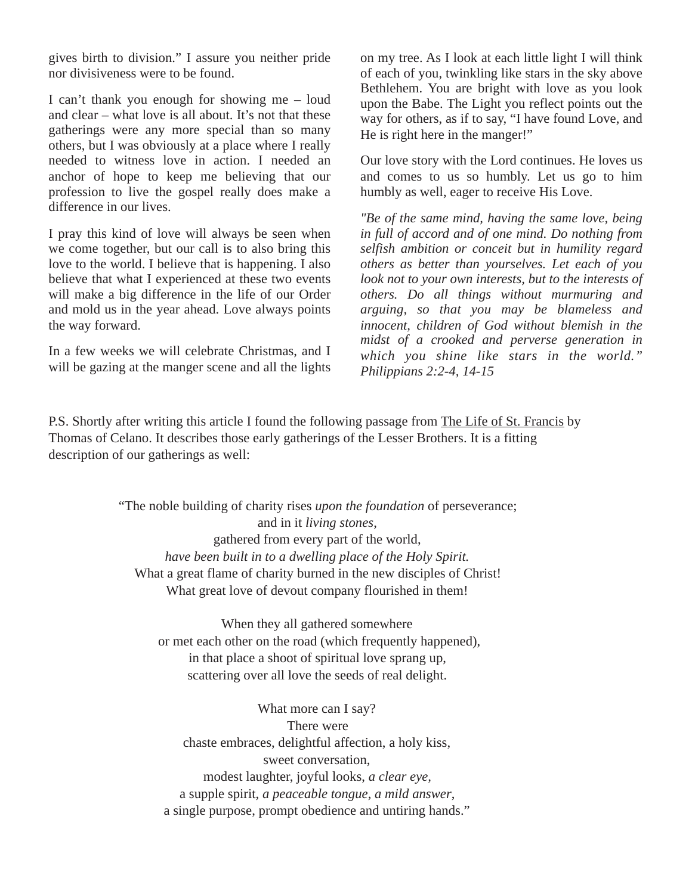gives birth to division." I assure you neither pride nor divisiveness were to be found.

I can't thank you enough for showing me – loud and clear – what love is all about. It's not that these gatherings were any more special than so many others, but I was obviously at a place where I really needed to witness love in action. I needed an anchor of hope to keep me believing that our profession to live the gospel really does make a difference in our lives.

I pray this kind of love will always be seen when we come together, but our call is to also bring this love to the world. I believe that is happening. I also believe that what I experienced at these two events will make a big difference in the life of our Order and mold us in the year ahead. Love always points the way forward.

In a few weeks we will celebrate Christmas, and I will be gazing at the manger scene and all the lights on my tree. As I look at each little light I will think of each of you, twinkling like stars in the sky above Bethlehem. You are bright with love as you look upon the Babe. The Light you reflect points out the way for others, as if to say, "I have found Love, and He is right here in the manger!"

Our love story with the Lord continues. He loves us and comes to us so humbly. Let us go to him humbly as well, eager to receive His Love.

*"Be of the same mind, having the same love, being in full of accord and of one mind. Do nothing from selfish ambition or conceit but in humility regard others as better than yourselves. Let each of you look not to your own interests, but to the interests of others. Do all things without murmuring and arguing, so that you may be blameless and innocent, children of God without blemish in the midst of a crooked and perverse generation in which you shine like stars in the world." Philippians 2:2-4, 14-15*

P.S. Shortly after writing this article I found the following passage from The Life of St. Francis by Thomas of Celano. It describes those early gatherings of the Lesser Brothers. It is a fitting description of our gatherings as well:

"The noble building of charity rises *upon the foundation* of perseverance;
and in it *living stones*,
gathered from every part of the world,
*have been built in to a dwelling place of the Holy Spirit.*
What a great flame of charity burned in the new disciples of Christ!
What great love of devout company flourished in them!

When they all gathered somewhere
or met each other on the road (which frequently happened),
in that place a shoot of spiritual love sprang up,
scattering over all love the seeds of real delight.

What more can I say?
There were
chaste embraces, delightful affection, a holy kiss,
sweet conversation,
modest laughter, joyful looks, *a clear eye,*
a supple spirit, *a peaceable tongue*, *a mild answer*,
a single purpose, prompt obedience and untiring hands."